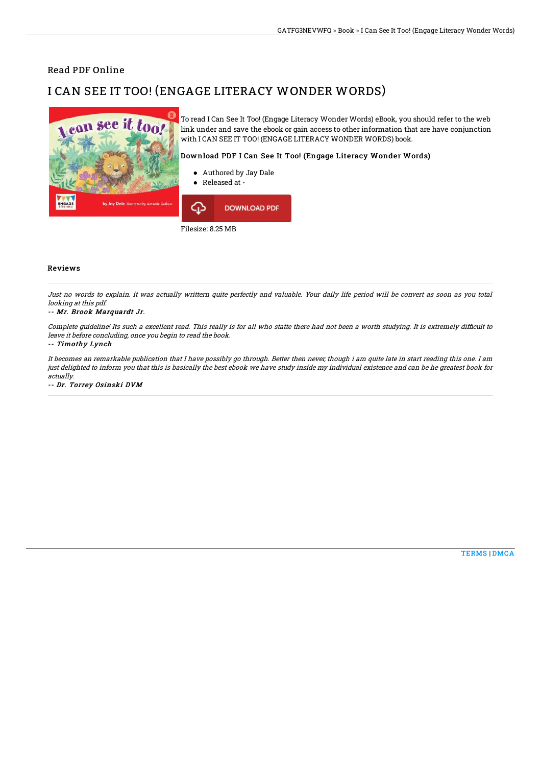Read PDF Online

# I CAN SEE IT TOO! (ENGAGE LITERACY WONDER WORDS)

To read I Can See It Too! (Engage Literacy Wonder Words) eBook, you should refer to the web link under and save the ebook or gain access to other information that are have conjunction with I CAN SEE IT TOO! (ENGAGE LITERACY WONDER WORDS) book.

### Download PDF I Can See It Too! (Engage Literacy Wonder Words)

- Authored by Jay Dale
- Released at -

DOWNLOAD PDF

Filesize: 8.25 MB

## Reviews

*Just no words to explain. it was actually writtern quite perfectly and valuable. Your daily life period will be convert as soon as you total looking at this pdf.*

*-- Mr. Brook Marquardt Jr.*

*Complete guideline! Its such a excellent read. This really is for all who statte there had not been a worth studying. It is extremely difficult to leave it before concluding, once you begin to read the book.*

*-- Timothy Lynch*

*It becomes an remarkable publication that I have possibly go through. Better then never, though i am quite late in start reading this one. I am just delighted to inform you that this is basically the best ebook we have study inside my individual existence and can be he greatest book for actually.*

*-- Dr. Torrey Osinski DVM*

TERMS | DMCA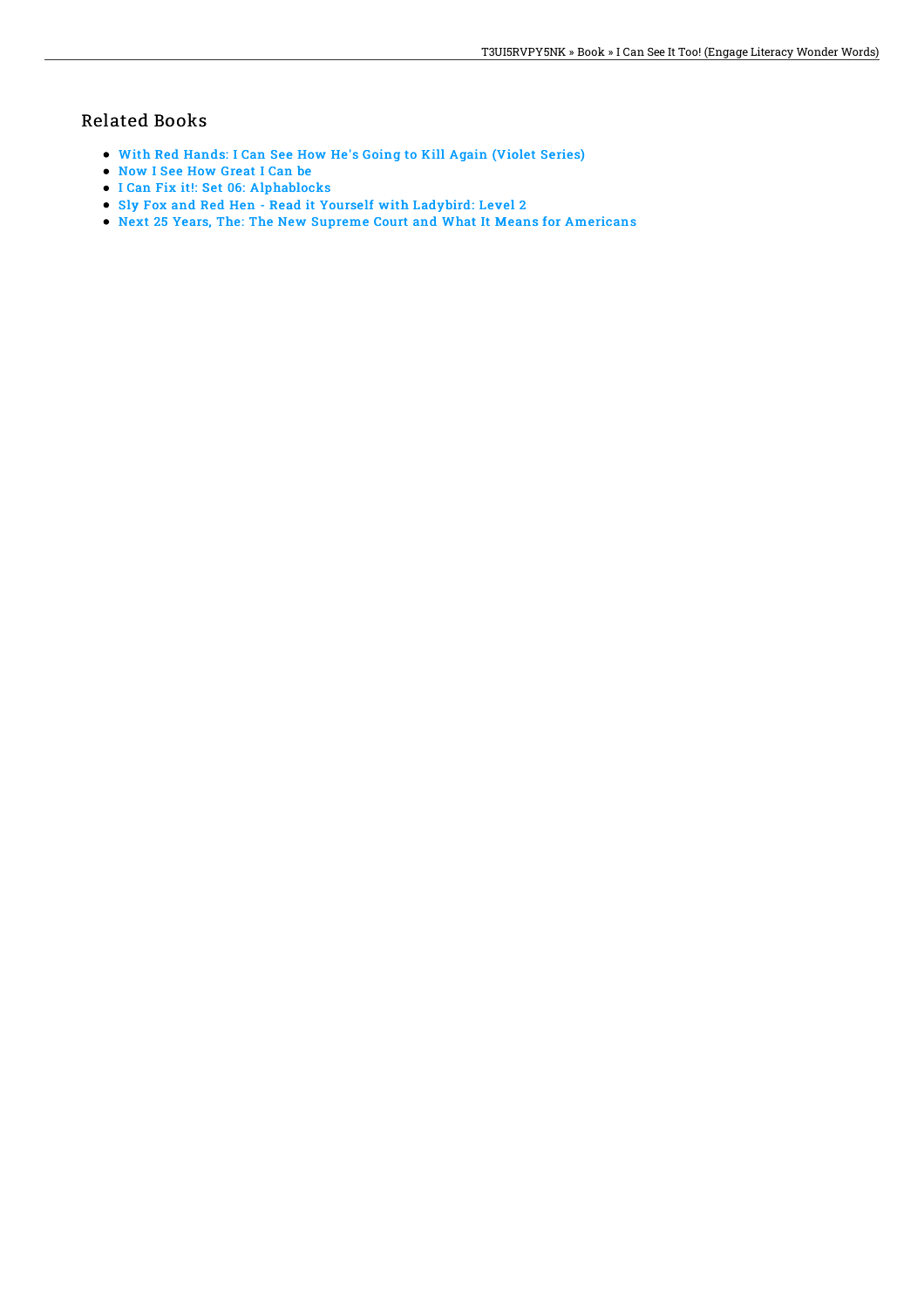## Related Books

- With Red Hands: I Can See How He's Going to Kill Again (Violet Series)
- Now I See How Great I Can be
- I Can Fix it!: Set 06: Alphablocks
- Sly Fox and Red Hen - Read it Yourself with Ladybird: Level 2
- Next 25 Years, The: The New Supreme Court and What It Means for Americans